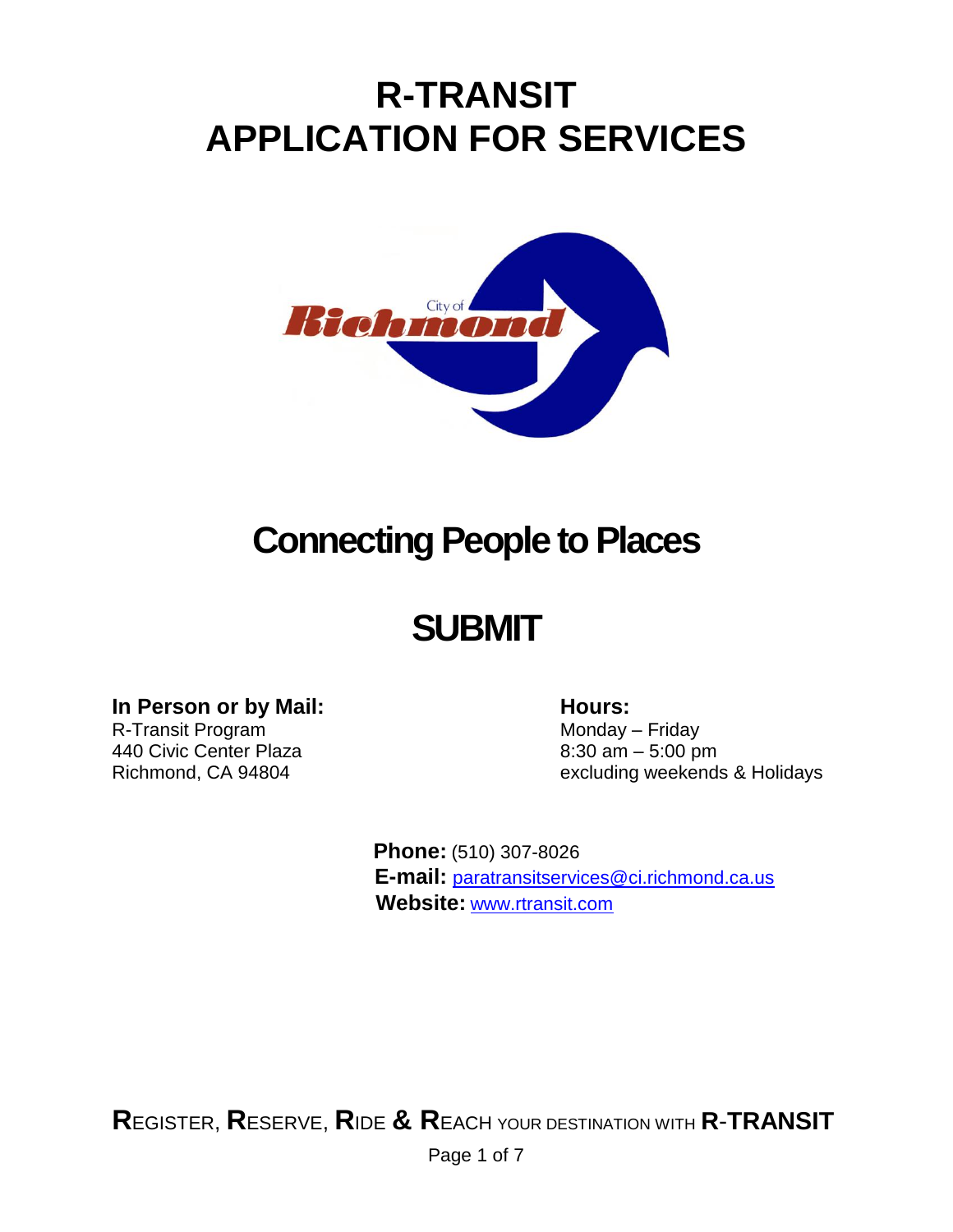# R-TRANSIT
# APPLICATION FOR SERVICES

## Connecting People to Places

## SUBMIT

**In Person or by Mail:**
R-Transit Program
440 Civic Center Plaza
Richmond, CA 94804

**Hours:**
Monday – Friday
8:30 am – 5:00 pm
excluding weekends & Holidays

**Phone:** (510) 307-8026
**E-mail:** paratransitservices@ci.richmond.ca.us
**Website:** www.rtransit.com

**R**EGISTER, **R**ESERVE, **R**IDE **&** **R**EACH YOUR DESTINATION WITH **R-TRANSIT**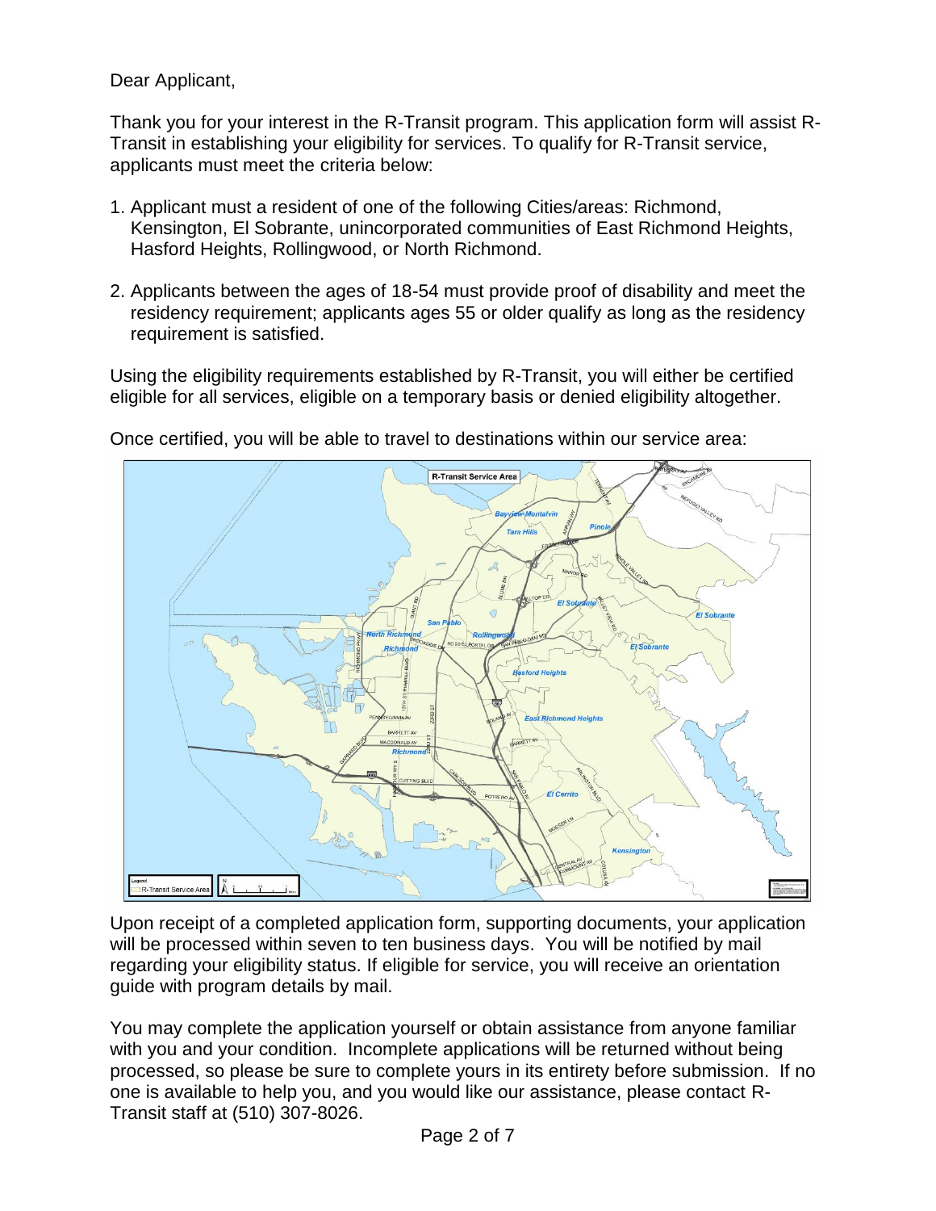Dear Applicant,

Thank you for your interest in the R-Transit program. This application form will assist R-Transit in establishing your eligibility for services. To qualify for R-Transit service, applicants must meet the criteria below:

1. Applicant must a resident of one of the following Cities/areas: Richmond, Kensington, El Sobrante, unincorporated communities of East Richmond Heights, Hasford Heights, Rollingwood, or North Richmond.

2. Applicants between the ages of 18-54 must provide proof of disability and meet the residency requirement; applicants ages 55 or older qualify as long as the residency requirement is satisfied.

Using the eligibility requirements established by R-Transit, you will either be certified eligible for all services, eligible on a temporary basis or denied eligibility altogether.

Once certified, you will be able to travel to destinations within our service area:

Upon receipt of a completed application form, supporting documents, your application will be processed within seven to ten business days. You will be notified by mail regarding your eligibility status. If eligible for service, you will receive an orientation guide with program details by mail.

You may complete the application yourself or obtain assistance from anyone familiar with you and your condition. Incomplete applications will be returned without being processed, so please be sure to complete yours in its entirety before submission. If no one is available to help you, and you would like our assistance, please contact R-Transit staff at (510) 307-8026.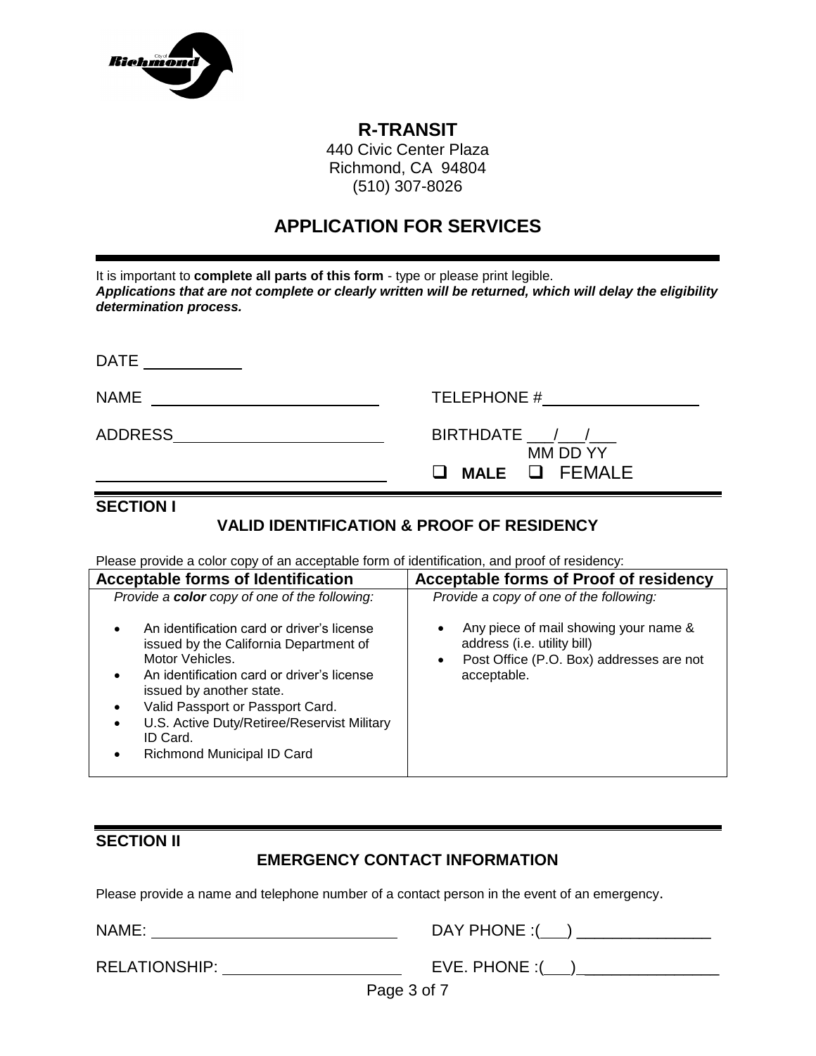# R-TRANSIT

440 Civic Center Plaza
Richmond, CA 94804
(510) 307-8026

## APPLICATION FOR SERVICES

It is important to **complete all parts of this form** - type or please print legible.
***Applications that are not complete or clearly written will be returned, which will delay the eligibility determination process.***

DATE ____________

NAME ____________________________ TELEPHONE #____________________

ADDRESS__________________________ BIRTHDATE ___/___/___
MM DD YY

__________________________________ ☐ **MALE** ☐ FEMALE

## SECTION I

### VALID IDENTIFICATION & PROOF OF RESIDENCY

Please provide a color copy of an acceptable form of identification, and proof of residency:

| Acceptable forms of Identification | Acceptable forms of Proof of residency |
|---|---|
| *Provide a **color** copy of one of the following:*<br>• An identification card or driver's license issued by the California Department of Motor Vehicles.<br>• An identification card or driver's license issued by another state.<br>• Valid Passport or Passport Card.<br>• U.S. Active Duty/Retiree/Reservist Military ID Card.<br>• Richmond Municipal ID Card | *Provide a copy of one of the following:*<br>• Any piece of mail showing your name & address (i.e. utility bill)<br>• Post Office (P.O. Box) addresses are not acceptable. |

## SECTION II

### EMERGENCY CONTACT INFORMATION

Please provide a name and telephone number of a contact person in the event of an emergency.

NAME: ______________________________ DAY PHONE :(___) _______________

RELATIONSHIP: ______________________ EVE. PHONE :(___) ________________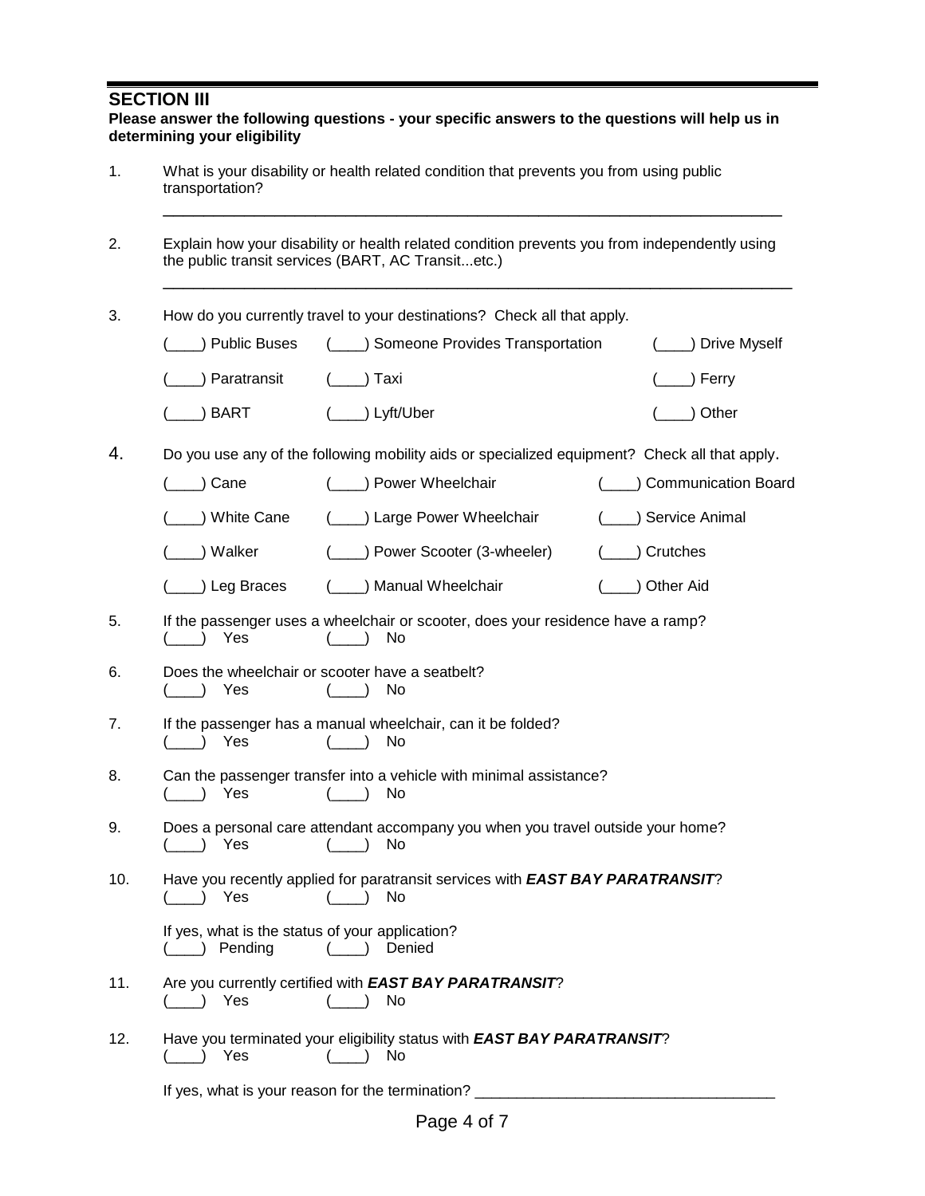## SECTION III

**Please answer the following questions - your specific answers to the questions will help us in determining your eligibility**

1. What is your disability or health related condition that prevents you from using public transportation?

   ________________________________________________________________________

2. Explain how your disability or health related condition prevents you from independently using the public transit services (BART, AC Transit...etc.)

   ________________________________________________________________________

3. How do you currently travel to your destinations? Check all that apply.

   (____) Public Buses (____) Someone Provides Transportation (____) Drive Myself

   (____) Paratransit (____) Taxi (____) Ferry

   (____) BART (____) Lyft/Uber (____) Other

4. Do you use any of the following mobility aids or specialized equipment? Check all that apply.

   (____) Cane (____) Power Wheelchair (____) Communication Board

   (____) White Cane (____) Large Power Wheelchair (____) Service Animal

   (____) Walker (____) Power Scooter (3-wheeler) (____) Crutches

   (____) Leg Braces (____) Manual Wheelchair (____) Other Aid

5. If the passenger uses a wheelchair or scooter, does your residence have a ramp?
   (____) Yes (____) No

6. Does the wheelchair or scooter have a seatbelt?
   (____) Yes (____) No

7. If the passenger has a manual wheelchair, can it be folded?
   (____) Yes (____) No

8. Can the passenger transfer into a vehicle with minimal assistance?
   (____) Yes (____) No

9. Does a personal care attendant accompany you when you travel outside your home?
   (____) Yes (____) No

10. Have you recently applied for paratransit services with ***EAST BAY PARATRANSIT***?
    (____) Yes (____) No

    If yes, what is the status of your application?
    (____) Pending (____) Denied

11. Are you currently certified with ***EAST BAY PARATRANSIT***?
    (____) Yes (____) No

12. Have you terminated your eligibility status with ***EAST BAY PARATRANSIT***?
    (____) Yes (____) No

    If yes, what is your reason for the termination? ____________________________________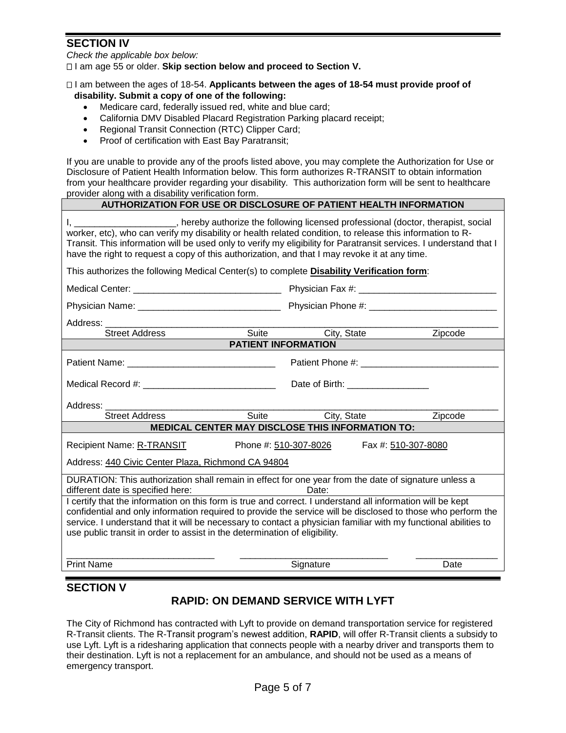## SECTION IV

*Check the applicable box below:*

☐ I am age 55 or older. **Skip section below and proceed to Section V.**

☐ I am between the ages of 18-54. **Applicants between the ages of 18-54 must provide proof of disability. Submit a copy of one of the following:**

- Medicare card, federally issued red, white and blue card;
- California DMV Disabled Placard Registration Parking placard receipt;
- Regional Transit Connection (RTC) Clipper Card;
- Proof of certification with East Bay Paratransit;

If you are unable to provide any of the proofs listed above, you may complete the Authorization for Use or Disclosure of Patient Health Information below. This form authorizes R-TRANSIT to obtain information from your healthcare provider regarding your disability. This authorization form will be sent to healthcare provider along with a disability verification form.

### AUTHORIZATION FOR USE OR DISCLOSURE OF PATIENT HEALTH INFORMATION

I, ____________________, hereby authorize the following licensed professional (doctor, therapist, social worker, etc), who can verify my disability or health related condition, to release this information to R-Transit. This information will be used only to verify my eligibility for Paratransit services. I understand that I have the right to request a copy of this authorization, and that I may revoke it at any time.

This authorizes the following Medical Center(s) to complete **Disability Verification form**:

Medical Center: ____________________________ Physician Fax #: __________________________

Physician Name: ____________________________ Physician Phone #: _________________________

Address: ______________________________________________________________________________
Street Address          Suite          City, State          Zipcode

### PATIENT INFORMATION

Patient Name: ____________________________ Patient Phone #: ___________________________

Medical Record #: _________________________ Date of Birth: ________________

Address: ______________________________________________________________________________
Street Address          Suite          City, State          Zipcode

### MEDICAL CENTER MAY DISCLOSE THIS INFORMATION TO:

Recipient Name: R-TRANSIT     Phone #: 510-307-8026     Fax #: 510-307-8080

Address: 440 Civic Center Plaza, Richmond CA 94804

DURATION: This authorization shall remain in effect for one year from the date of signature unless a different date is specified here:          Date:

I certify that the information on this form is true and correct. I understand all information will be kept confidential and only information required to provide the service will be disclosed to those who perform the service. I understand that it will be necessary to contact a physician familiar with my functional abilities to use public transit in order to assist in the determination of eligibility.

____________________________     ____________________________     ________________
Print Name                                        Signature                                        Date

## SECTION V

### RAPID: ON DEMAND SERVICE WITH LYFT

The City of Richmond has contracted with Lyft to provide on demand transportation service for registered R-Transit clients. The R-Transit program's newest addition, **RAPID**, will offer R-Transit clients a subsidy to use Lyft. Lyft is a ridesharing application that connects people with a nearby driver and transports them to their destination. Lyft is not a replacement for an ambulance, and should not be used as a means of emergency transport.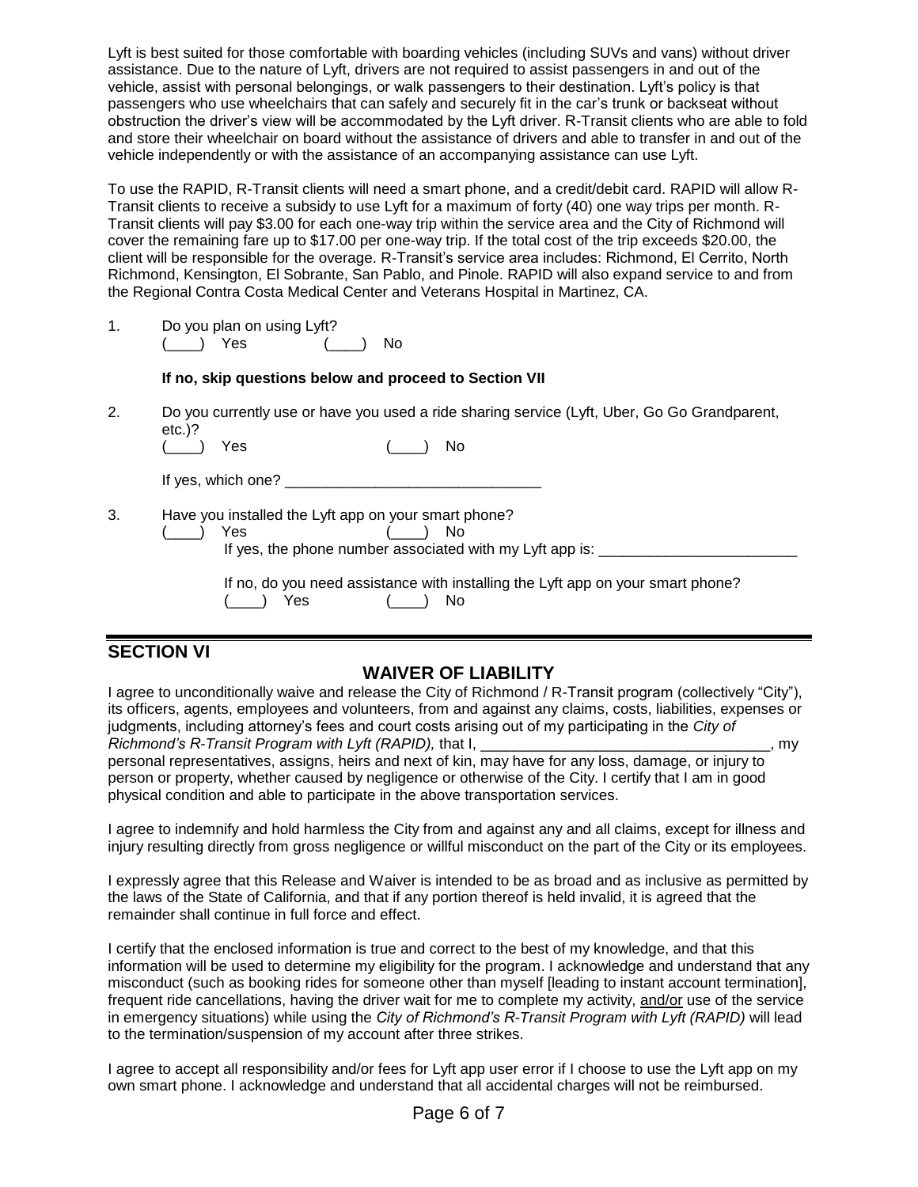Lyft is best suited for those comfortable with boarding vehicles (including SUVs and vans) without driver assistance. Due to the nature of Lyft, drivers are not required to assist passengers in and out of the vehicle, assist with personal belongings, or walk passengers to their destination. Lyft's policy is that passengers who use wheelchairs that can safely and securely fit in the car's trunk or backseat without obstruction the driver's view will be accommodated by the Lyft driver. R-Transit clients who are able to fold and store their wheelchair on board without the assistance of drivers and able to transfer in and out of the vehicle independently or with the assistance of an accompanying assistance can use Lyft.

To use the RAPID, R-Transit clients will need a smart phone, and a credit/debit card. RAPID will allow R-Transit clients to receive a subsidy to use Lyft for a maximum of forty (40) one way trips per month. R-Transit clients will pay $3.00 for each one-way trip within the service area and the City of Richmond will cover the remaining fare up to $17.00 per one-way trip. If the total cost of the trip exceeds $20.00, the client will be responsible for the overage. R-Transit's service area includes: Richmond, El Cerrito, North Richmond, Kensington, El Sobrante, San Pablo, and Pinole. RAPID will also expand service to and from the Regional Contra Costa Medical Center and Veterans Hospital in Martinez, CA.

1. Do you plan on using Lyft?
   (____) Yes (____) No

   **If no, skip questions below and proceed to Section VII**

2. Do you currently use or have you used a ride sharing service (Lyft, Uber, Go Go Grandparent, etc.)?
   (____) Yes (____) No

   If yes, which one? ______________________________

3. Have you installed the Lyft app on your smart phone?
   (____) Yes (____) No
   If yes, the phone number associated with my Lyft app is: ________________________

   If no, do you need assistance with installing the Lyft app on your smart phone?
   (____) Yes (____) No

---

## SECTION VI

## WAIVER OF LIABILITY

I agree to unconditionally waive and release the City of Richmond / R-Transit program (collectively "City"), its officers, agents, employees and volunteers, from and against any claims, costs, liabilities, expenses or judgments, including attorney's fees and court costs arising out of my participating in the *City of Richmond's R-Transit Program with Lyft (RAPID),* that I, __________________________________, my personal representatives, assigns, heirs and next of kin, may have for any loss, damage, or injury to person or property, whether caused by negligence or otherwise of the City. I certify that I am in good physical condition and able to participate in the above transportation services.

I agree to indemnify and hold harmless the City from and against any and all claims, except for illness and injury resulting directly from gross negligence or willful misconduct on the part of the City or its employees.

I expressly agree that this Release and Waiver is intended to be as broad and as inclusive as permitted by the laws of the State of California, and that if any portion thereof is held invalid, it is agreed that the remainder shall continue in full force and effect.

I certify that the enclosed information is true and correct to the best of my knowledge, and that this information will be used to determine my eligibility for the program. I acknowledge and understand that any misconduct (such as booking rides for someone other than myself [leading to instant account termination], frequent ride cancellations, having the driver wait for me to complete my activity, <u>and/or</u> use of the service in emergency situations) while using the *City of Richmond's R-Transit Program with Lyft (RAPID)* will lead to the termination/suspension of my account after three strikes.

I agree to accept all responsibility and/or fees for Lyft app user error if I choose to use the Lyft app on my own smart phone. I acknowledge and understand that all accidental charges will not be reimbursed.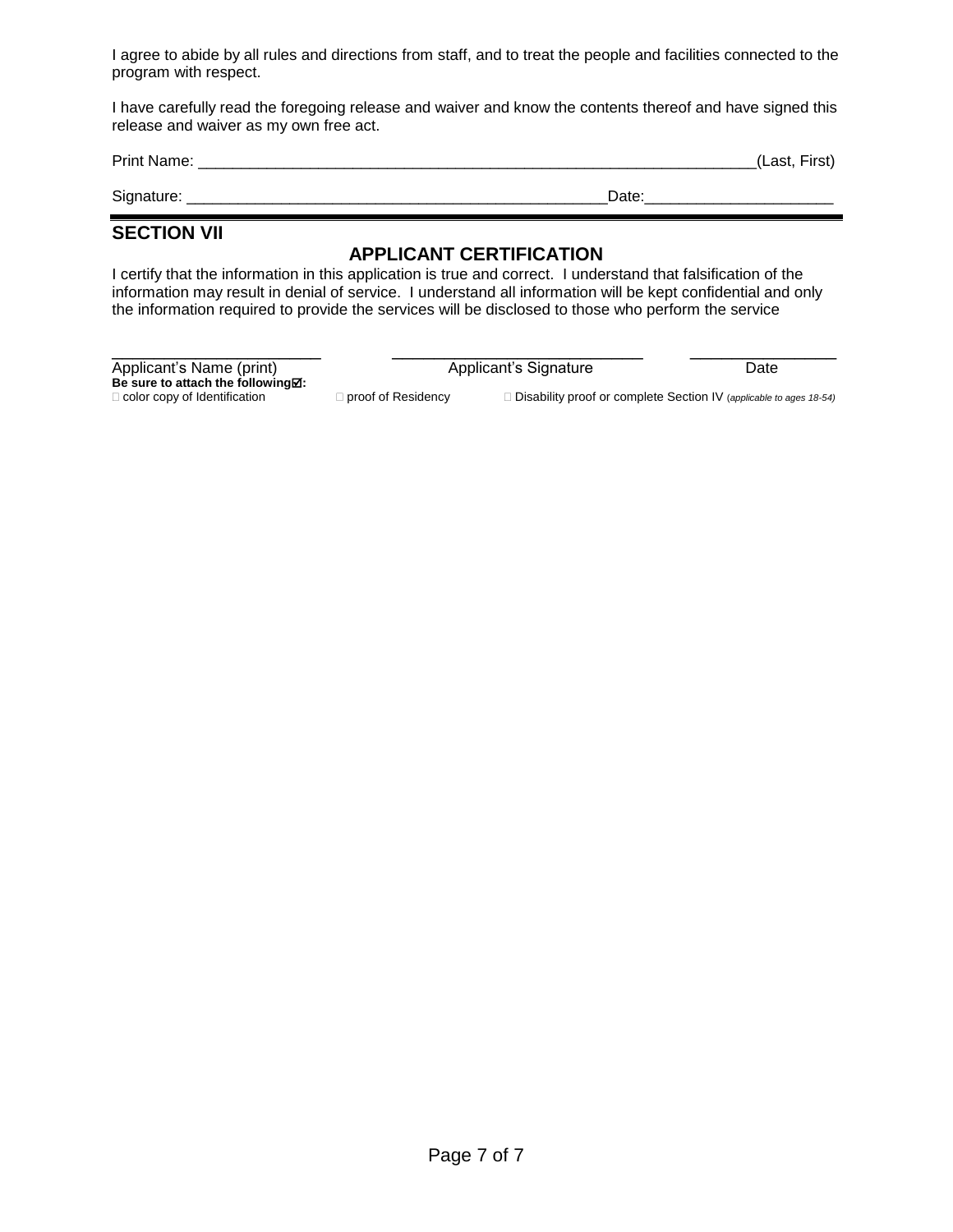I agree to abide by all rules and directions from staff, and to treat the people and facilities connected to the program with respect.

I have carefully read the foregoing release and waiver and know the contents thereof and have signed this release and waiver as my own free act.

Print Name: ________________________________________________________________(Last, First)

Signature: ________________________________________________Date:_____________________

## SECTION VII

### APPLICANT CERTIFICATION

I certify that the information in this application is true and correct. I understand that falsification of the information may result in denial of service. I understand all information will be kept confidential and only the information required to provide the services will be disclosed to those who perform the service

________________________ ____________________________ ________________

Applicant's Name (print) Applicant's Signature Date

**Be sure to attach the following☑:**

☐ color copy of Identification ☐ proof of Residency ☐ Disability proof or complete Section IV *(applicable to ages 18-54)*